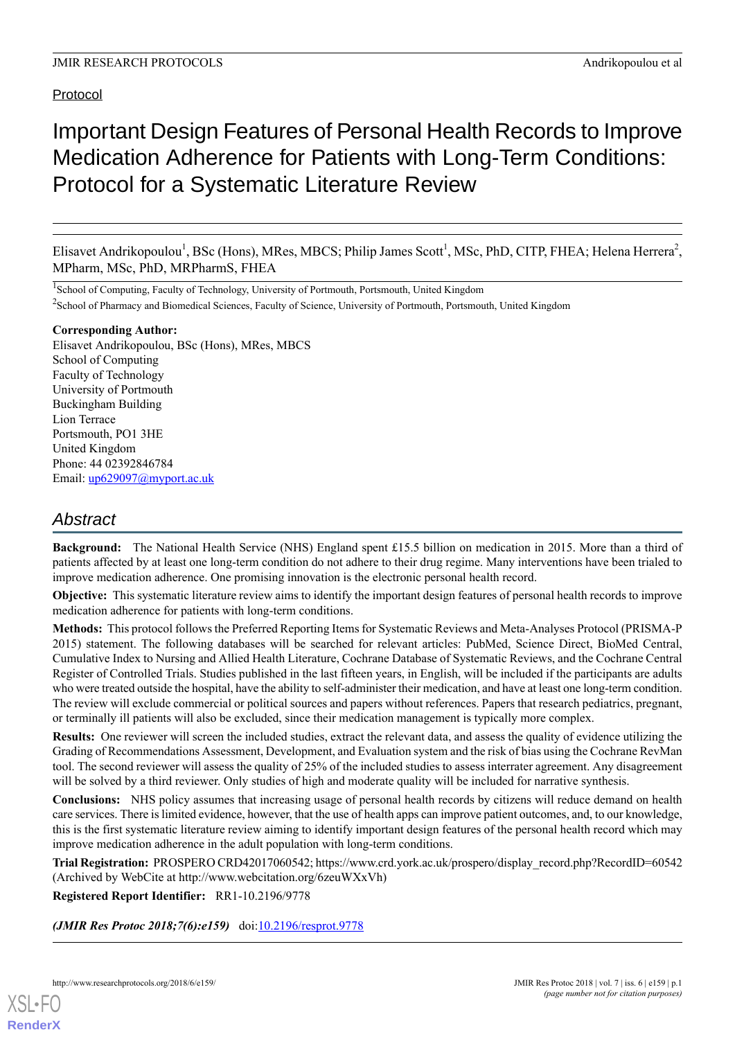Protocol

# Important Design Features of Personal Health Records to Improve Medication Adherence for Patients with Long-Term Conditions: Protocol for a Systematic Literature Review

Elisavet Andrikopoulou[1], BSc (Hons), MRes, MBCS; Philip James Scott[1], MSc, PhD, CITP, FHEA; Helena Herrera[2], MPharm, MSc, PhD, MRPharmS, FHEA

[1]School of Computing, Faculty of Technology, University of Portmouth, Portsmouth, United Kingdom

[2]School of Pharmacy and Biomedical Sciences, Faculty of Science, University of Portmouth, Portsmouth, United Kingdom

**Corresponding Author:**
Elisavet Andrikopoulou, BSc (Hons), MRes, MBCS
School of Computing
Faculty of Technology
University of Portmouth
Buckingham Building
Lion Terrace
Portsmouth, PO1 3HE
United Kingdom
Phone: 44 02392846784
Email: up629097@myport.ac.uk

## Abstract

**Background:** The National Health Service (NHS) England spent £15.5 billion on medication in 2015. More than a third of patients affected by at least one long-term condition do not adhere to their drug regime. Many interventions have been trialed to improve medication adherence. One promising innovation is the electronic personal health record.

**Objective:** This systematic literature review aims to identify the important design features of personal health records to improve medication adherence for patients with long-term conditions.

**Methods:** This protocol follows the Preferred Reporting Items for Systematic Reviews and Meta-Analyses Protocol (PRISMA-P 2015) statement. The following databases will be searched for relevant articles: PubMed, Science Direct, BioMed Central, Cumulative Index to Nursing and Allied Health Literature, Cochrane Database of Systematic Reviews, and the Cochrane Central Register of Controlled Trials. Studies published in the last fifteen years, in English, will be included if the participants are adults who were treated outside the hospital, have the ability to self-administer their medication, and have at least one long-term condition. The review will exclude commercial or political sources and papers without references. Papers that research pediatrics, pregnant, or terminally ill patients will also be excluded, since their medication management is typically more complex.

**Results:** One reviewer will screen the included studies, extract the relevant data, and assess the quality of evidence utilizing the Grading of Recommendations Assessment, Development, and Evaluation system and the risk of bias using the Cochrane RevMan tool. The second reviewer will assess the quality of 25% of the included studies to assess interrater agreement. Any disagreement will be solved by a third reviewer. Only studies of high and moderate quality will be included for narrative synthesis.

**Conclusions:** NHS policy assumes that increasing usage of personal health records by citizens will reduce demand on health care services. There is limited evidence, however, that the use of health apps can improve patient outcomes, and, to our knowledge, this is the first systematic literature review aiming to identify important design features of the personal health record which may improve medication adherence in the adult population with long-term conditions.

**Trial Registration:** PROSPERO CRD42017060542; https://www.crd.york.ac.uk/prospero/display_record.php?RecordID=60542 (Archived by WebCite at http://www.webcitation.org/6zeuWXxVh)

**Registered Report Identifier:** RR1-10.2196/9778

***(JMIR Res Protoc 2018;7(6):e159)*** doi:10.2196/resprot.9778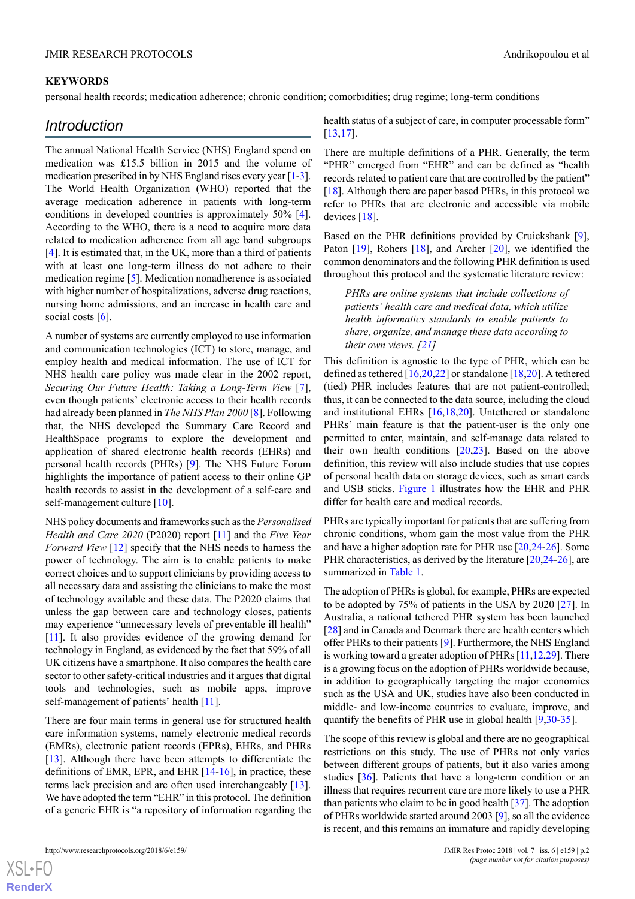**KEYWORDS**

personal health records; medication adherence; chronic condition; comorbidities; drug regime; long-term conditions

## Introduction

The annual National Health Service (NHS) England spend on medication was £15.5 billion in 2015 and the volume of medication prescribed in by NHS England rises every year [1-3]. The World Health Organization (WHO) reported that the average medication adherence in patients with long-term conditions in developed countries is approximately 50% [4]. According to the WHO, there is a need to acquire more data related to medication adherence from all age band subgroups [4]. It is estimated that, in the UK, more than a third of patients with at least one long-term illness do not adhere to their medication regime [5]. Medication nonadherence is associated with higher number of hospitalizations, adverse drug reactions, nursing home admissions, and an increase in health care and social costs [6].

A number of systems are currently employed to use information and communication technologies (ICT) to store, manage, and employ health and medical information. The use of ICT for NHS health care policy was made clear in the 2002 report, *Securing Our Future Health: Taking a Long-Term View* [7], even though patients' electronic access to their health records had already been planned in *The NHS Plan 2000* [8]. Following that, the NHS developed the Summary Care Record and HealthSpace programs to explore the development and application of shared electronic health records (EHRs) and personal health records (PHRs) [9]. The NHS Future Forum highlights the importance of patient access to their online GP health records to assist in the development of a self-care and self-management culture [10].

NHS policy documents and frameworks such as the *Personalised Health and Care 2020* (P2020) report [11] and the *Five Year Forward View* [12] specify that the NHS needs to harness the power of technology. The aim is to enable patients to make correct choices and to support clinicians by providing access to all necessary data and assisting the clinicians to make the most of technology available and these data. The P2020 claims that unless the gap between care and technology closes, patients may experience "unnecessary levels of preventable ill health" [11]. It also provides evidence of the growing demand for technology in England, as evidenced by the fact that 59% of all UK citizens have a smartphone. It also compares the health care sector to other safety-critical industries and it argues that digital tools and technologies, such as mobile apps, improve self-management of patients' health [11].

There are four main terms in general use for structured health care information systems, namely electronic medical records (EMRs), electronic patient records (EPRs), EHRs, and PHRs [13]. Although there have been attempts to differentiate the definitions of EMR, EPR, and EHR [14-16], in practice, these terms lack precision and are often used interchangeably [13]. We have adopted the term "EHR" in this protocol. The definition of a generic EHR is "a repository of information regarding the health status of a subject of care, in computer processable form" [13,17].

There are multiple definitions of a PHR. Generally, the term "PHR" emerged from "EHR" and can be defined as "health records related to patient care that are controlled by the patient" [18]. Although there are paper based PHRs, in this protocol we refer to PHRs that are electronic and accessible via mobile devices [18].

Based on the PHR definitions provided by Cruickshank [9], Paton [19], Rohers [18], and Archer [20], we identified the common denominators and the following PHR definition is used throughout this protocol and the systematic literature review:

> *PHRs are online systems that include collections of patients' health care and medical data, which utilize health informatics standards to enable patients to share, organize, and manage these data according to their own views. [21]*

This definition is agnostic to the type of PHR, which can be defined as tethered [16,20,22] or standalone [18,20]. A tethered (tied) PHR includes features that are not patient-controlled; thus, it can be connected to the data source, including the cloud and institutional EHRs [16,18,20]. Untethered or standalone PHRs' main feature is that the patient-user is the only one permitted to enter, maintain, and self-manage data related to their own health conditions [20,23]. Based on the above definition, this review will also include studies that use copies of personal health data on storage devices, such as smart cards and USB sticks. Figure 1 illustrates how the EHR and PHR differ for health care and medical records.

PHRs are typically important for patients that are suffering from chronic conditions, whom gain the most value from the PHR and have a higher adoption rate for PHR use [20,24-26]. Some PHR characteristics, as derived by the literature [20,24-26], are summarized in Table 1.

The adoption of PHRs is global, for example, PHRs are expected to be adopted by 75% of patients in the USA by 2020 [27]. In Australia, a national tethered PHR system has been launched [28] and in Canada and Denmark there are health centers which offer PHRs to their patients [9]. Furthermore, the NHS England is working toward a greater adoption of PHRs [11,12,29]. There is a growing focus on the adoption of PHRs worldwide because, in addition to geographically targeting the major economies such as the USA and UK, studies have also been conducted in middle- and low-income countries to evaluate, improve, and quantify the benefits of PHR use in global health [9,30-35].

The scope of this review is global and there are no geographical restrictions on this study. The use of PHRs not only varies between different groups of patients, but it also varies among studies [36]. Patients that have a long-term condition or an illness that requires recurrent care are more likely to use a PHR than patients who claim to be in good health [37]. The adoption of PHRs worldwide started around 2003 [9], so all the evidence is recent, and this remains an immature and rapidly developing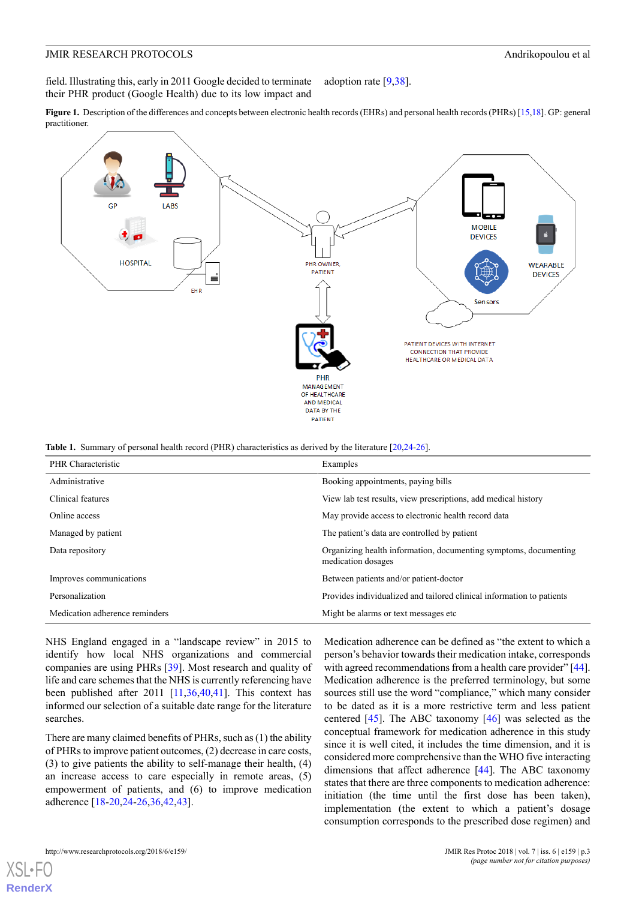field. Illustrating this, early in 2011 Google decided to terminate their PHR product (Google Health) due to its low impact and adoption rate [9,38].

**Figure 1.** Description of the differences and concepts between electronic health records (EHRs) and personal health records (PHRs) [15,18]. GP: general practitioner.

**Table 1.** Summary of personal health record (PHR) characteristics as derived by the literature [20,24-26].

| PHR Characteristic | Examples |
|---|---|
| Administrative | Booking appointments, paying bills |
| Clinical features | View lab test results, view prescriptions, add medical history |
| Online access | May provide access to electronic health record data |
| Managed by patient | The patient's data are controlled by patient |
| Data repository | Organizing health information, documenting symptoms, documenting medication dosages |
| Improves communications | Between patients and/or patient-doctor |
| Personalization | Provides individualized and tailored clinical information to patients |
| Medication adherence reminders | Might be alarms or text messages etc |

NHS England engaged in a "landscape review" in 2015 to identify how local NHS organizations and commercial companies are using PHRs [39]. Most research and quality of life and care schemes that the NHS is currently referencing have been published after 2011 [11,36,40,41]. This context has informed our selection of a suitable date range for the literature searches.

There are many claimed benefits of PHRs, such as (1) the ability of PHRs to improve patient outcomes, (2) decrease in care costs, (3) to give patients the ability to self-manage their health, (4) an increase access to care especially in remote areas, (5) empowerment of patients, and (6) to improve medication adherence [18-20,24-26,36,42,43].

Medication adherence can be defined as "the extent to which a person's behavior towards their medication intake, corresponds with agreed recommendations from a health care provider" [44]. Medication adherence is the preferred terminology, but some sources still use the word "compliance," which many consider to be dated as it is a more restrictive term and less patient centered [45]. The ABC taxonomy [46] was selected as the conceptual framework for medication adherence in this study since it is well cited, it includes the time dimension, and it is considered more comprehensive than the WHO five interacting dimensions that affect adherence [44]. The ABC taxonomy states that there are three components to medication adherence: initiation (the time until the first dose has been taken), implementation (the extent to which a patient's dosage consumption corresponds to the prescribed dose regimen) and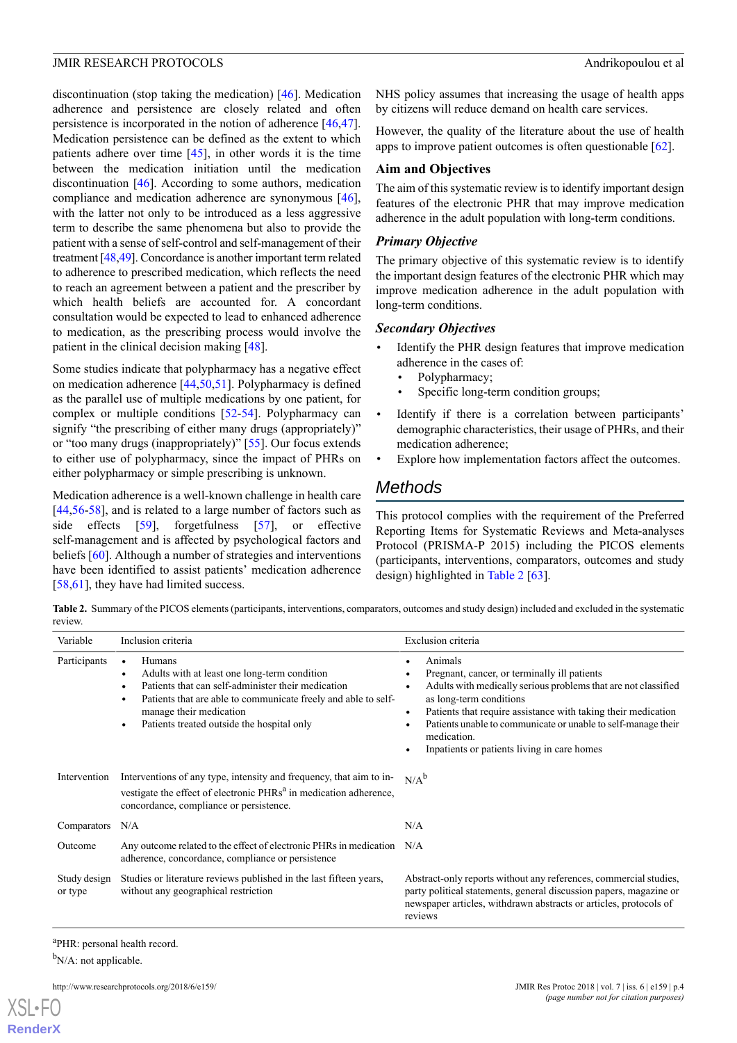discontinuation (stop taking the medication) [46]. Medication adherence and persistence are closely related and often persistence is incorporated in the notion of adherence [46,47]. Medication persistence can be defined as the extent to which patients adhere over time [45], in other words it is the time between the medication initiation until the medication discontinuation [46]. According to some authors, medication compliance and medication adherence are synonymous [46], with the latter not only to be introduced as a less aggressive term to describe the same phenomena but also to provide the patient with a sense of self-control and self-management of their treatment [48,49]. Concordance is another important term related to adherence to prescribed medication, which reflects the need to reach an agreement between a patient and the prescriber by which health beliefs are accounted for. A concordant consultation would be expected to lead to enhanced adherence to medication, as the prescribing process would involve the patient in the clinical decision making [48].

Some studies indicate that polypharmacy has a negative effect on medication adherence [44,50,51]. Polypharmacy is defined as the parallel use of multiple medications by one patient, for complex or multiple conditions [52-54]. Polypharmacy can signify "the prescribing of either many drugs (appropriately)" or "too many drugs (inappropriately)" [55]. Our focus extends to either use of polypharmacy, since the impact of PHRs on either polypharmacy or simple prescribing is unknown.

Medication adherence is a well-known challenge in health care [44,56-58], and is related to a large number of factors such as side effects [59], forgetfulness [57], or effective self-management and is affected by psychological factors and beliefs [60]. Although a number of strategies and interventions have been identified to assist patients' medication adherence [58,61], they have had limited success.

NHS policy assumes that increasing the usage of health apps by citizens will reduce demand on health care services.

However, the quality of the literature about the use of health apps to improve patient outcomes is often questionable [62].

### Aim and Objectives

The aim of this systematic review is to identify important design features of the electronic PHR that may improve medication adherence in the adult population with long-term conditions.

#### *Primary Objective*

The primary objective of this systematic review is to identify the important design features of the electronic PHR which may improve medication adherence in the adult population with long-term conditions.

#### *Secondary Objectives*

- Identify the PHR design features that improve medication adherence in the cases of:
  - Polypharmacy;
  - Specific long-term condition groups;
- Identify if there is a correlation between participants' demographic characteristics, their usage of PHRs, and their medication adherence;
- Explore how implementation factors affect the outcomes.

## Methods

This protocol complies with the requirement of the Preferred Reporting Items for Systematic Reviews and Meta-analyses Protocol (PRISMA-P 2015) including the PICOS elements (participants, interventions, comparators, outcomes and study design) highlighted in Table 2 [63].

**Table 2.** Summary of the PICOS elements (participants, interventions, comparators, outcomes and study design) included and excluded in the systematic review.

| Variable | Inclusion criteria | Exclusion criteria |
|---|---|---|
| Participants | • Humans<br>• Adults with at least one long-term condition<br>• Patients that can self-administer their medication<br>• Patients that are able to communicate freely and able to self-manage their medication<br>• Patients treated outside the hospital only | • Animals<br>• Pregnant, cancer, or terminally ill patients<br>• Adults with medically serious problems that are not classified as long-term conditions<br>• Patients that require assistance with taking their medication<br>• Patients unable to communicate or unable to self-manage their medication.<br>• Inpatients or patients living in care homes |
| Intervention | Interventions of any type, intensity and frequency, that aim to investigate the effect of electronic PHRs[a] in medication adherence, concordance, compliance or persistence. | N/A[b] |
| Comparators | N/A | N/A |
| Outcome | Any outcome related to the effect of electronic PHRs in medication adherence, concordance, compliance or persistence | N/A |
| Study design or type | Studies or literature reviews published in the last fifteen years, without any geographical restriction | Abstract-only reports without any references, commercial studies, party political statements, general discussion papers, magazine or newspaper articles, withdrawn abstracts or articles, protocols of reviews |

[a]PHR: personal health record.

[b]N/A: not applicable.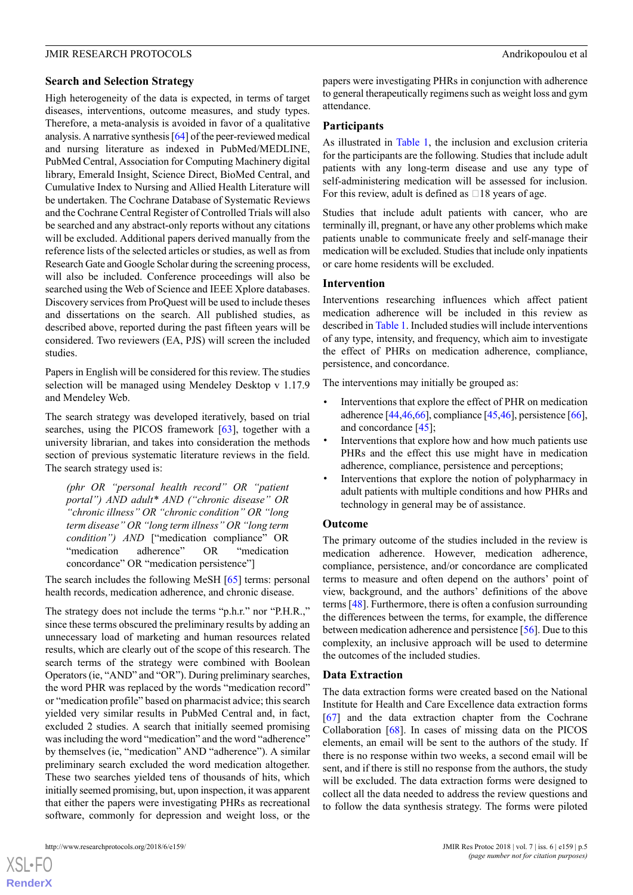### Search and Selection Strategy

High heterogeneity of the data is expected, in terms of target diseases, interventions, outcome measures, and study types. Therefore, a meta-analysis is avoided in favor of a qualitative analysis. A narrative synthesis [64] of the peer-reviewed medical and nursing literature as indexed in PubMed/MEDLINE, PubMed Central, Association for Computing Machinery digital library, Emerald Insight, Science Direct, BioMed Central, and Cumulative Index to Nursing and Allied Health Literature will be undertaken. The Cochrane Database of Systematic Reviews and the Cochrane Central Register of Controlled Trials will also be searched and any abstract-only reports without any citations will be excluded. Additional papers derived manually from the reference lists of the selected articles or studies, as well as from Research Gate and Google Scholar during the screening process, will also be included. Conference proceedings will also be searched using the Web of Science and IEEE Xplore databases. Discovery services from ProQuest will be used to include theses and dissertations on the search. All published studies, as described above, reported during the past fifteen years will be considered. Two reviewers (EA, PJS) will screen the included studies.

Papers in English will be considered for this review. The studies selection will be managed using Mendeley Desktop v 1.17.9 and Mendeley Web.

The search strategy was developed iteratively, based on trial searches, using the PICOS framework [63], together with a university librarian, and takes into consideration the methods section of previous systematic literature reviews in the field. The search strategy used is:

> *(phr OR "personal health record" OR "patient portal") AND adult\* AND ("chronic disease" OR "chronic illness" OR "chronic condition" OR "long term disease" OR "long term illness" OR "long term condition") AND* ["medication compliance" OR "medication adherence" OR "medication concordance" OR "medication persistence"]

The search includes the following MeSH [65] terms: personal health records, medication adherence, and chronic disease.

The strategy does not include the terms "p.h.r." nor "P.H.R.," since these terms obscured the preliminary results by adding an unnecessary load of marketing and human resources related results, which are clearly out of the scope of this research. The search terms of the strategy were combined with Boolean Operators (ie, "AND" and "OR"). During preliminary searches, the word PHR was replaced by the words "medication record" or "medication profile" based on pharmacist advice; this search yielded very similar results in PubMed Central and, in fact, excluded 2 studies. A search that initially seemed promising was including the word "medication" and the word "adherence" by themselves (ie, "medication" AND "adherence"). A similar preliminary search excluded the word medication altogether. These two searches yielded tens of thousands of hits, which initially seemed promising, but, upon inspection, it was apparent that either the papers were investigating PHRs as recreational software, commonly for depression and weight loss, or the papers were investigating PHRs in conjunction with adherence to general therapeutically regimens such as weight loss and gym attendance.

### Participants

As illustrated in Table 1, the inclusion and exclusion criteria for the participants are the following. Studies that include adult patients with any long-term disease and use any type of self-administering medication will be assessed for inclusion. For this review, adult is defined as ≥18 years of age.

Studies that include adult patients with cancer, who are terminally ill, pregnant, or have any other problems which make patients unable to communicate freely and self-manage their medication will be excluded. Studies that include only inpatients or care home residents will be excluded.

### Intervention

Interventions researching influences which affect patient medication adherence will be included in this review as described in Table 1. Included studies will include interventions of any type, intensity, and frequency, which aim to investigate the effect of PHRs on medication adherence, compliance, persistence, and concordance.

The interventions may initially be grouped as:

- Interventions that explore the effect of PHR on medication adherence [44,46,66], compliance [45,46], persistence [66], and concordance [45];
- Interventions that explore how and how much patients use PHRs and the effect this use might have in medication adherence, compliance, persistence and perceptions;
- Interventions that explore the notion of polypharmacy in adult patients with multiple conditions and how PHRs and technology in general may be of assistance.

### Outcome

The primary outcome of the studies included in the review is medication adherence. However, medication adherence, compliance, persistence, and/or concordance are complicated terms to measure and often depend on the authors' point of view, background, and the authors' definitions of the above terms [48]. Furthermore, there is often a confusion surrounding the differences between the terms, for example, the difference between medication adherence and persistence [56]. Due to this complexity, an inclusive approach will be used to determine the outcomes of the included studies.

### Data Extraction

The data extraction forms were created based on the National Institute for Health and Care Excellence data extraction forms [67] and the data extraction chapter from the Cochrane Collaboration [68]. In cases of missing data on the PICOS elements, an email will be sent to the authors of the study. If there is no response within two weeks, a second email will be sent, and if there is still no response from the authors, the study will be excluded. The data extraction forms were designed to collect all the data needed to address the review questions and to follow the data synthesis strategy. The forms were piloted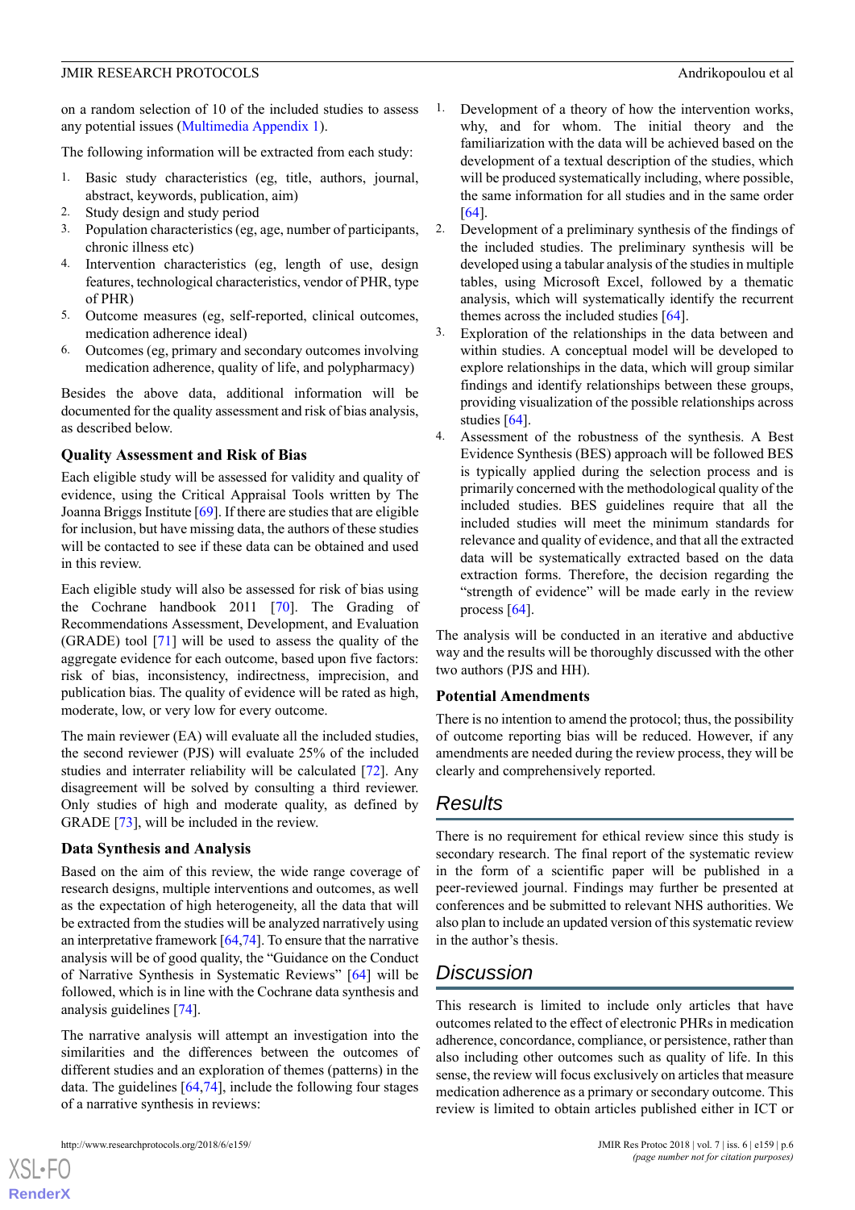on a random selection of 10 of the included studies to assess any potential issues (Multimedia Appendix 1).

The following information will be extracted from each study:

1. Basic study characteristics (eg, title, authors, journal, abstract, keywords, publication, aim)
2. Study design and study period
3. Population characteristics (eg, age, number of participants, chronic illness etc)
4. Intervention characteristics (eg, length of use, design features, technological characteristics, vendor of PHR, type of PHR)
5. Outcome measures (eg, self-reported, clinical outcomes, medication adherence ideal)
6. Outcomes (eg, primary and secondary outcomes involving medication adherence, quality of life, and polypharmacy)

Besides the above data, additional information will be documented for the quality assessment and risk of bias analysis, as described below.

### Quality Assessment and Risk of Bias

Each eligible study will be assessed for validity and quality of evidence, using the Critical Appraisal Tools written by The Joanna Briggs Institute [69]. If there are studies that are eligible for inclusion, but have missing data, the authors of these studies will be contacted to see if these data can be obtained and used in this review.

Each eligible study will also be assessed for risk of bias using the Cochrane handbook 2011 [70]. The Grading of Recommendations Assessment, Development, and Evaluation (GRADE) tool [71] will be used to assess the quality of the aggregate evidence for each outcome, based upon five factors: risk of bias, inconsistency, indirectness, imprecision, and publication bias. The quality of evidence will be rated as high, moderate, low, or very low for every outcome.

The main reviewer (EA) will evaluate all the included studies, the second reviewer (PJS) will evaluate 25% of the included studies and interrater reliability will be calculated [72]. Any disagreement will be solved by consulting a third reviewer. Only studies of high and moderate quality, as defined by GRADE [73], will be included in the review.

### Data Synthesis and Analysis

Based on the aim of this review, the wide range coverage of research designs, multiple interventions and outcomes, as well as the expectation of high heterogeneity, all the data that will be extracted from the studies will be analyzed narratively using an interpretative framework [64,74]. To ensure that the narrative analysis will be of good quality, the "Guidance on the Conduct of Narrative Synthesis in Systematic Reviews" [64] will be followed, which is in line with the Cochrane data synthesis and analysis guidelines [74].

The narrative analysis will attempt an investigation into the similarities and the differences between the outcomes of different studies and an exploration of themes (patterns) in the data. The guidelines [64,74], include the following four stages of a narrative synthesis in reviews:

1. Development of a theory of how the intervention works, why, and for whom. The initial theory and the familiarization with the data will be achieved based on the development of a textual description of the studies, which will be produced systematically including, where possible, the same information for all studies and in the same order [64].
2. Development of a preliminary synthesis of the findings of the included studies. The preliminary synthesis will be developed using a tabular analysis of the studies in multiple tables, using Microsoft Excel, followed by a thematic analysis, which will systematically identify the recurrent themes across the included studies [64].
3. Exploration of the relationships in the data between and within studies. A conceptual model will be developed to explore relationships in the data, which will group similar findings and identify relationships between these groups, providing visualization of the possible relationships across studies [64].
4. Assessment of the robustness of the synthesis. A Best Evidence Synthesis (BES) approach will be followed BES is typically applied during the selection process and is primarily concerned with the methodological quality of the included studies. BES guidelines require that all the included studies will meet the minimum standards for relevance and quality of evidence, and that all the extracted data will be systematically extracted based on the data extraction forms. Therefore, the decision regarding the "strength of evidence" will be made early in the review process [64].

The analysis will be conducted in an iterative and abductive way and the results will be thoroughly discussed with the other two authors (PJS and HH).

### Potential Amendments

There is no intention to amend the protocol; thus, the possibility of outcome reporting bias will be reduced. However, if any amendments are needed during the review process, they will be clearly and comprehensively reported.

## Results

There is no requirement for ethical review since this study is secondary research. The final report of the systematic review in the form of a scientific paper will be published in a peer-reviewed journal. Findings may further be presented at conferences and be submitted to relevant NHS authorities. We also plan to include an updated version of this systematic review in the author's thesis.

## Discussion

This research is limited to include only articles that have outcomes related to the effect of electronic PHRs in medication adherence, concordance, compliance, or persistence, rather than also including other outcomes such as quality of life. In this sense, the review will focus exclusively on articles that measure medication adherence as a primary or secondary outcome. This review is limited to obtain articles published either in ICT or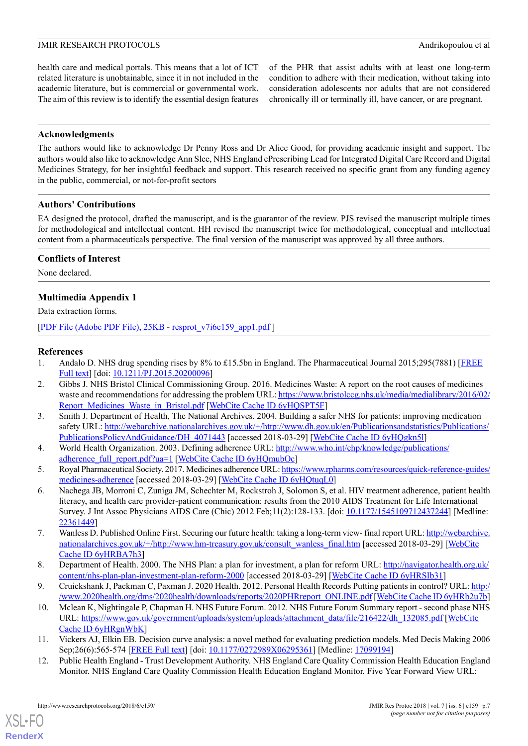health care and medical portals. This means that a lot of ICT related literature is unobtainable, since it in not included in the academic literature, but is commercial or governmental work. The aim of this review is to identify the essential design features of the PHR that assist adults with at least one long-term condition to adhere with their medication, without taking into consideration adolescents nor adults that are not considered chronically ill or terminally ill, have cancer, or are pregnant.

## Acknowledgments

The authors would like to acknowledge Dr Penny Ross and Dr Alice Good, for providing academic insight and support. The authors would also like to acknowledge Ann Slee, NHS England ePrescribing Lead for Integrated Digital Care Record and Digital Medicines Strategy, for her insightful feedback and support. This research received no specific grant from any funding agency in the public, commercial, or not-for-profit sectors

## Authors' Contributions

EA designed the protocol, drafted the manuscript, and is the guarantor of the review. PJS revised the manuscript multiple times for methodological and intellectual content. HH revised the manuscript twice for methodological, conceptual and intellectual content from a pharmaceuticals perspective. The final version of the manuscript was approved by all three authors.

## Conflicts of Interest

None declared.

## Multimedia Appendix 1

Data extraction forms.

[PDF File (Adobe PDF File), 25KB - resprot_v7i6e159_app1.pdf ]

## References

1. Andalo D. NHS drug spending rises by 8% to £15.5bn in England. The Pharmaceutical Journal 2015;295(7881) [FREE Full text] [doi: 10.1211/PJ.2015.20200096]
2. Gibbs J. NHS Bristol Clinical Commissioning Group. 2016. Medicines Waste: A report on the root causes of medicines waste and recommendations for addressing the problem URL: https://www.bristolccg.nhs.uk/media/medialibrary/2016/02/Report_Medicines_Waste_in_Bristol.pdf [WebCite Cache ID 6yHQSPT5F]
3. Smith J. Department of Health, The National Archives. 2004. Building a safer NHS for patients: improving medication safety URL: http://webarchive.nationalarchives.gov.uk/+/http://www.dh.gov.uk/en/Publicationsandstatistics/Publications/PublicationsPolicyAndGuidance/DH_4071443 [accessed 2018-03-29] [WebCite Cache ID 6yHQgkn5l]
4. World Health Organization. 2003. Defining adherence URL: http://www.who.int/chp/knowledge/publications/adherence_full_report.pdf?ua=1 [WebCite Cache ID 6yHQmubOc]
5. Royal Pharmaceutical Society. 2017. Medicines adherence URL: https://www.rpharms.com/resources/quick-reference-guides/medicines-adherence [accessed 2018-03-29] [WebCite Cache ID 6yHQtuqL0]
6. Nachega JB, Morroni C, Zuniga JM, Schechter M, Rockstroh J, Solomon S, et al. HIV treatment adherence, patient health literacy, and health care provider-patient communication: results from the 2010 AIDS Treatment for Life International Survey. J Int Assoc Physicians AIDS Care (Chic) 2012 Feb;11(2):128-133. [doi: 10.1177/1545109712437244] [Medline: 22361449]
7. Wanless D. Published Online First. Securing our future health: taking a long-term view- final report URL: http://webarchive.nationalarchives.gov.uk/+/http://www.hm-treasury.gov.uk/consult_wanless_final.htm [accessed 2018-03-29] [WebCite Cache ID 6yHRBA7h3]
8. Department of Health. 2000. The NHS Plan: a plan for investment, a plan for reform URL: http://navigator.health.org.uk/content/nhs-plan-plan-investment-plan-reform-2000 [accessed 2018-03-29] [WebCite Cache ID 6yHRSIb31]
9. Cruickshank J, Packman C, Paxman J. 2020 Health. 2012. Personal Health Records Putting patients in control? URL: http://www.2020health.org/dms/2020health/downloads/reports/2020PHRreport_ONLINE.pdf [WebCite Cache ID 6yHRb2u7b]
10. Mclean K, Nightingale P, Chapman H. NHS Future Forum. 2012. NHS Future Forum Summary report - second phase NHS URL: https://www.gov.uk/government/uploads/system/uploads/attachment_data/file/216422/dh_132085.pdf [WebCite Cache ID 6yHRgnWbK]
11. Vickers AJ, Elkin EB. Decision curve analysis: a novel method for evaluating prediction models. Med Decis Making 2006 Sep;26(6):565-574 [FREE Full text] [doi: 10.1177/0272989X06295361] [Medline: 17099194]
12. Public Health England - Trust Development Authority. NHS England Care Quality Commission Health Education England Monitor. NHS England Care Quality Commission Health Education England Monitor. Five Year Forward View URL: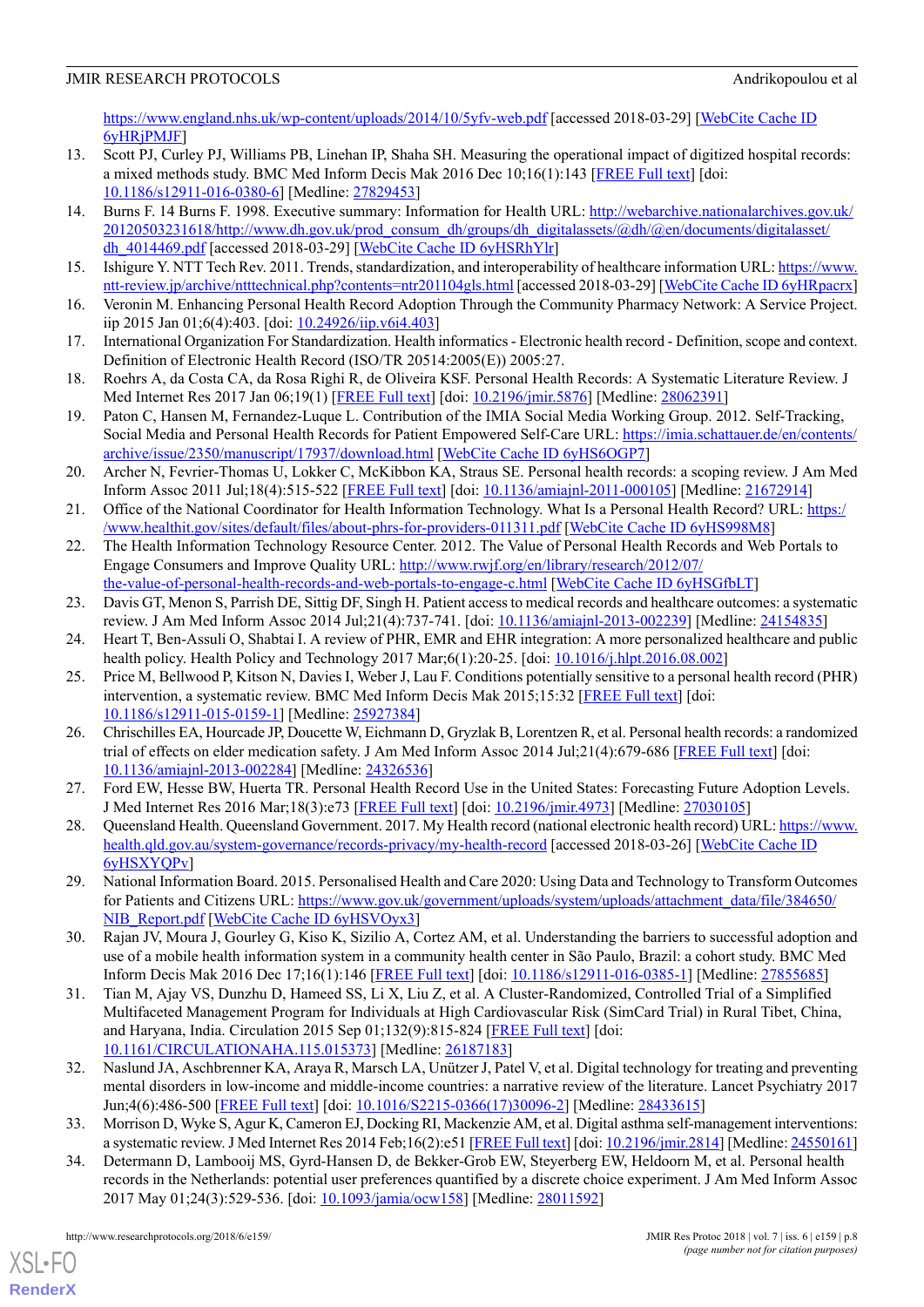https://www.england.nhs.uk/wp-content/uploads/2014/10/5yfv-web.pdf [accessed 2018-03-29] [WebCite Cache ID 6yHRjPMJF]

13. Scott PJ, Curley PJ, Williams PB, Linehan IP, Shaha SH. Measuring the operational impact of digitized hospital records: a mixed methods study. BMC Med Inform Decis Mak 2016 Dec 10;16(1):143 [FREE Full text] [doi: 10.1186/s12911-016-0380-6] [Medline: 27829453]
14. Burns F. 14 Burns F. 1998. Executive summary: Information for Health URL: http://webarchive.nationalarchives.gov.uk/20120503231618/http://www.dh.gov.uk/prod_consum_dh/groups/dh_digitalassets/@dh/@en/documents/digitalasset/dh_4014469.pdf [accessed 2018-03-29] [WebCite Cache ID 6yHSRhYlr]
15. Ishigure Y. NTT Tech Rev. 2011. Trends, standardization, and interoperability of healthcare information URL: https://www.ntt-review.jp/archive/ntttechnical.php?contents=ntr201104gls.html [accessed 2018-03-29] [WebCite Cache ID 6yHRpacrx]
16. Veronin M. Enhancing Personal Health Record Adoption Through the Community Pharmacy Network: A Service Project. iip 2015 Jan 01;6(4):403. [doi: 10.24926/iip.v6i4.403]
17. International Organization For Standardization. Health informatics - Electronic health record - Definition, scope and context. Definition of Electronic Health Record (ISO/TR 20514:2005(E)) 2005:27.
18. Roehrs A, da Costa CA, da Rosa Righi R, de Oliveira KSF. Personal Health Records: A Systematic Literature Review. J Med Internet Res 2017 Jan 06;19(1) [FREE Full text] [doi: 10.2196/jmir.5876] [Medline: 28062391]
19. Paton C, Hansen M, Fernandez-Luque L. Contribution of the IMIA Social Media Working Group. 2012. Self-Tracking, Social Media and Personal Health Records for Patient Empowered Self-Care URL: https://imia.schattauer.de/en/contents/archive/issue/2350/manuscript/17937/download.html [WebCite Cache ID 6yHS6OGP7]
20. Archer N, Fevrier-Thomas U, Lokker C, McKibbon KA, Straus SE. Personal health records: a scoping review. J Am Med Inform Assoc 2011 Jul;18(4):515-522 [FREE Full text] [doi: 10.1136/amiajnl-2011-000105] [Medline: 21672914]
21. Office of the National Coordinator for Health Information Technology. What Is a Personal Health Record? URL: https://www.healthit.gov/sites/default/files/about-phrs-for-providers-011311.pdf [WebCite Cache ID 6yHS998M8]
22. The Health Information Technology Resource Center. 2012. The Value of Personal Health Records and Web Portals to Engage Consumers and Improve Quality URL: http://www.rwjf.org/en/library/research/2012/07/the-value-of-personal-health-records-and-web-portals-to-engage-c.html [WebCite Cache ID 6yHSGfbLT]
23. Davis GT, Menon S, Parrish DE, Sittig DF, Singh H. Patient access to medical records and healthcare outcomes: a systematic review. J Am Med Inform Assoc 2014 Jul;21(4):737-741. [doi: 10.1136/amiajnl-2013-002239] [Medline: 24154835]
24. Heart T, Ben-Assuli O, Shabtai I. A review of PHR, EMR and EHR integration: A more personalized healthcare and public health policy. Health Policy and Technology 2017 Mar;6(1):20-25. [doi: 10.1016/j.hlpt.2016.08.002]
25. Price M, Bellwood P, Kitson N, Davies I, Weber J, Lau F. Conditions potentially sensitive to a personal health record (PHR) intervention, a systematic review. BMC Med Inform Decis Mak 2015;15:32 [FREE Full text] [doi: 10.1186/s12911-015-0159-1] [Medline: 25927384]
26. Chrischilles EA, Hourcade JP, Doucette W, Eichmann D, Gryzlak B, Lorentzen R, et al. Personal health records: a randomized trial of effects on elder medication safety. J Am Med Inform Assoc 2014 Jul;21(4):679-686 [FREE Full text] [doi: 10.1136/amiajnl-2013-002284] [Medline: 24326536]
27. Ford EW, Hesse BW, Huerta TR. Personal Health Record Use in the United States: Forecasting Future Adoption Levels. J Med Internet Res 2016 Mar;18(3):e73 [FREE Full text] [doi: 10.2196/jmir.4973] [Medline: 27030105]
28. Queensland Health. Queensland Government. 2017. My Health record (national electronic health record) URL: https://www.health.qld.gov.au/system-governance/records-privacy/my-health-record [accessed 2018-03-26] [WebCite Cache ID 6yHSXYQPv]
29. National Information Board. 2015. Personalised Health and Care 2020: Using Data and Technology to Transform Outcomes for Patients and Citizens URL: https://www.gov.uk/government/uploads/system/uploads/attachment_data/file/384650/NIB_Report.pdf [WebCite Cache ID 6yHSVOyx3]
30. Rajan JV, Moura J, Gourley G, Kiso K, Sizilio A, Cortez AM, et al. Understanding the barriers to successful adoption and use of a mobile health information system in a community health center in São Paulo, Brazil: a cohort study. BMC Med Inform Decis Mak 2016 Dec 17;16(1):146 [FREE Full text] [doi: 10.1186/s12911-016-0385-1] [Medline: 27855685]
31. Tian M, Ajay VS, Dunzhu D, Hameed SS, Li X, Liu Z, et al. A Cluster-Randomized, Controlled Trial of a Simplified Multifaceted Management Program for Individuals at High Cardiovascular Risk (SimCard Trial) in Rural Tibet, China, and Haryana, India. Circulation 2015 Sep 01;132(9):815-824 [FREE Full text] [doi: 10.1161/CIRCULATIONAHA.115.015373] [Medline: 26187183]
32. Naslund JA, Aschbrenner KA, Araya R, Marsch LA, Unützer J, Patel V, et al. Digital technology for treating and preventing mental disorders in low-income and middle-income countries: a narrative review of the literature. Lancet Psychiatry 2017 Jun;4(6):486-500 [FREE Full text] [doi: 10.1016/S2215-0366(17)30096-2] [Medline: 28433615]
33. Morrison D, Wyke S, Agur K, Cameron EJ, Docking RI, Mackenzie AM, et al. Digital asthma self-management interventions: a systematic review. J Med Internet Res 2014 Feb;16(2):e51 [FREE Full text] [doi: 10.2196/jmir.2814] [Medline: 24550161]
34. Determann D, Lambooij MS, Gyrd-Hansen D, de Bekker-Grob EW, Steyerberg EW, Heldoorn M, et al. Personal health records in the Netherlands: potential user preferences quantified by a discrete choice experiment. J Am Med Inform Assoc 2017 May 01;24(3):529-536. [doi: 10.1093/jamia/ocw158] [Medline: 28011592]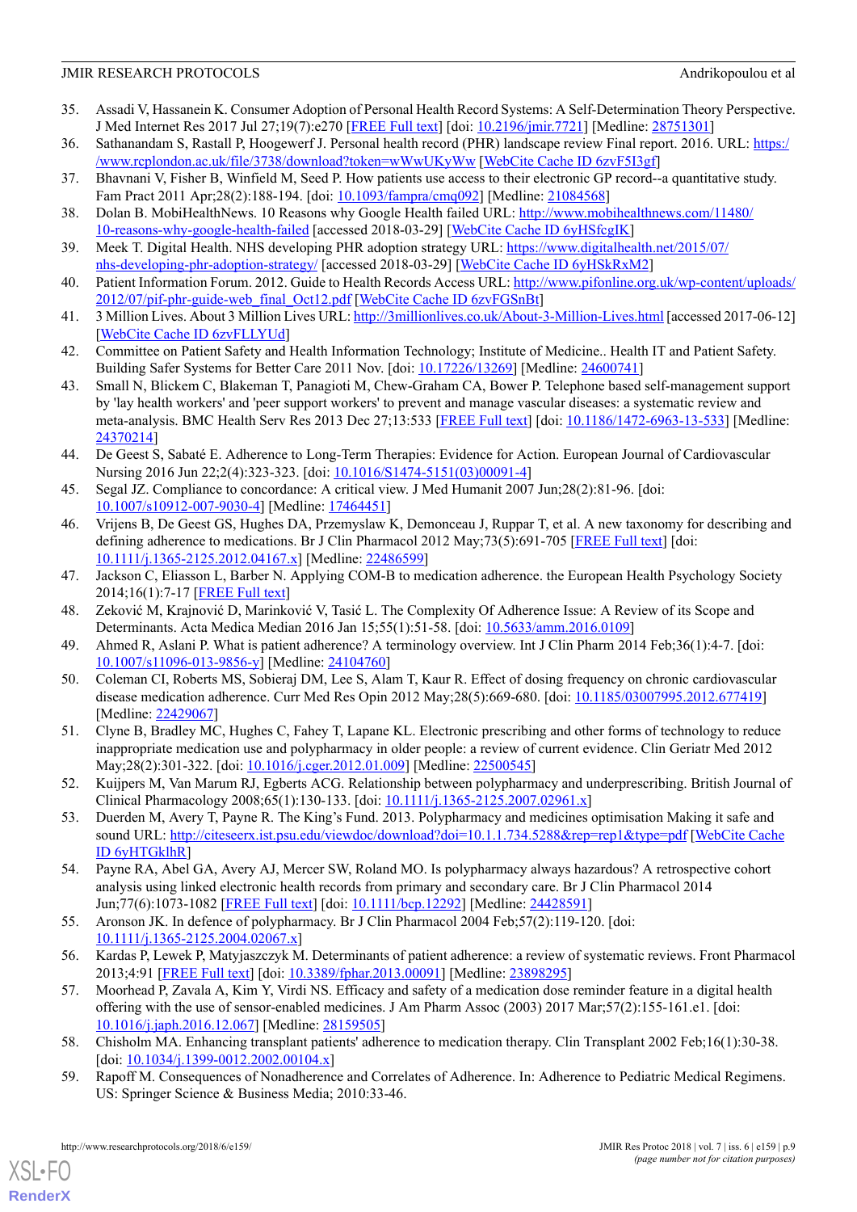35. Assadi V, Hassanein K. Consumer Adoption of Personal Health Record Systems: A Self-Determination Theory Perspective. J Med Internet Res 2017 Jul 27;19(7):e270 [FREE Full text] [doi: 10.2196/jmir.7721] [Medline: 28751301]
36. Sathanandam S, Rastall P, Hoogewerf J. Personal health record (PHR) landscape review Final report. 2016. URL: https://www.rcplondon.ac.uk/file/3738/download?token=wWwUKyWw [WebCite Cache ID 6zvF5I3gf]
37. Bhavnani V, Fisher B, Winfield M, Seed P. How patients use access to their electronic GP record--a quantitative study. Fam Pract 2011 Apr;28(2):188-194. [doi: 10.1093/fampra/cmq092] [Medline: 21084568]
38. Dolan B. MobiHealthNews. 10 Reasons why Google Health failed URL: http://www.mobihealthnews.com/11480/10-reasons-why-google-health-failed [accessed 2018-03-29] [WebCite Cache ID 6yHSfcgIK]
39. Meek T. Digital Health. NHS developing PHR adoption strategy URL: https://www.digitalhealth.net/2015/07/nhs-developing-phr-adoption-strategy/ [accessed 2018-03-29] [WebCite Cache ID 6yHSkRxM2]
40. Patient Information Forum. 2012. Guide to Health Records Access URL: http://www.pifonline.org.uk/wp-content/uploads/2012/07/pif-phr-guide-web_final_Oct12.pdf [WebCite Cache ID 6zvFGSnBt]
41. 3 Million Lives. About 3 Million Lives URL: http://3millionlives.co.uk/About-3-Million-Lives.html [accessed 2017-06-12] [WebCite Cache ID 6zvFLLYUd]
42. Committee on Patient Safety and Health Information Technology; Institute of Medicine.. Health IT and Patient Safety. Building Safer Systems for Better Care 2011 Nov. [doi: 10.17226/13269] [Medline: 24600741]
43. Small N, Blickem C, Blakeman T, Panagioti M, Chew-Graham CA, Bower P. Telephone based self-management support by 'lay health workers' and 'peer support workers' to prevent and manage vascular diseases: a systematic review and meta-analysis. BMC Health Serv Res 2013 Dec 27;13:533 [FREE Full text] [doi: 10.1186/1472-6963-13-533] [Medline: 24370214]
44. De Geest S, Sabaté E. Adherence to Long-Term Therapies: Evidence for Action. European Journal of Cardiovascular Nursing 2016 Jun 22;2(4):323-323. [doi: 10.1016/S1474-5151(03)00091-4]
45. Segal JZ. Compliance to concordance: A critical view. J Med Humanit 2007 Jun;28(2):81-96. [doi: 10.1007/s10912-007-9030-4] [Medline: 17464451]
46. Vrijens B, De Geest GS, Hughes DA, Przemyslaw K, Demonceau J, Ruppar T, et al. A new taxonomy for describing and defining adherence to medications. Br J Clin Pharmacol 2012 May;73(5):691-705 [FREE Full text] [doi: 10.1111/j.1365-2125.2012.04167.x] [Medline: 22486599]
47. Jackson C, Eliasson L, Barber N. Applying COM-B to medication adherence. the European Health Psychology Society 2014;16(1):7-17 [FREE Full text]
48. Zeković M, Krajnović D, Marinković V, Tasić L. The Complexity Of Adherence Issue: A Review of its Scope and Determinants. Acta Medica Median 2016 Jan 15;55(1):51-58. [doi: 10.5633/amm.2016.0109]
49. Ahmed R, Aslani P. What is patient adherence? A terminology overview. Int J Clin Pharm 2014 Feb;36(1):4-7. [doi: 10.1007/s11096-013-9856-y] [Medline: 24104760]
50. Coleman CI, Roberts MS, Sobieraj DM, Lee S, Alam T, Kaur R. Effect of dosing frequency on chronic cardiovascular disease medication adherence. Curr Med Res Opin 2012 May;28(5):669-680. [doi: 10.1185/03007995.2012.677419] [Medline: 22429067]
51. Clyne B, Bradley MC, Hughes C, Fahey T, Lapane KL. Electronic prescribing and other forms of technology to reduce inappropriate medication use and polypharmacy in older people: a review of current evidence. Clin Geriatr Med 2012 May;28(2):301-322. [doi: 10.1016/j.cger.2012.01.009] [Medline: 22500545]
52. Kuijpers M, Van Marum RJ, Egberts ACG. Relationship between polypharmacy and underprescribing. British Journal of Clinical Pharmacology 2008;65(1):130-133. [doi: 10.1111/j.1365-2125.2007.02961.x]
53. Duerden M, Avery T, Payne R. The King's Fund. 2013. Polypharmacy and medicines optimisation Making it safe and sound URL: http://citeseerx.ist.psu.edu/viewdoc/download?doi=10.1.1.734.5288&rep=rep1&type=pdf [WebCite Cache ID 6yHTGklhR]
54. Payne RA, Abel GA, Avery AJ, Mercer SW, Roland MO. Is polypharmacy always hazardous? A retrospective cohort analysis using linked electronic health records from primary and secondary care. Br J Clin Pharmacol 2014 Jun;77(6):1073-1082 [FREE Full text] [doi: 10.1111/bcp.12292] [Medline: 24428591]
55. Aronson JK. In defence of polypharmacy. Br J Clin Pharmacol 2004 Feb;57(2):119-120. [doi: 10.1111/j.1365-2125.2004.02067.x]
56. Kardas P, Lewek P, Matyjaszczyk M. Determinants of patient adherence: a review of systematic reviews. Front Pharmacol 2013;4:91 [FREE Full text] [doi: 10.3389/fphar.2013.00091] [Medline: 23898295]
57. Moorhead P, Zavala A, Kim Y, Virdi NS. Efficacy and safety of a medication dose reminder feature in a digital health offering with the use of sensor-enabled medicines. J Am Pharm Assoc (2003) 2017 Mar;57(2):155-161.e1. [doi: 10.1016/j.japh.2016.12.067] [Medline: 28159505]
58. Chisholm MA. Enhancing transplant patients' adherence to medication therapy. Clin Transplant 2002 Feb;16(1):30-38. [doi: 10.1034/j.1399-0012.2002.00104.x]
59. Rapoff M. Consequences of Nonadherence and Correlates of Adherence. In: Adherence to Pediatric Medical Regimens. US: Springer Science & Business Media; 2010:33-46.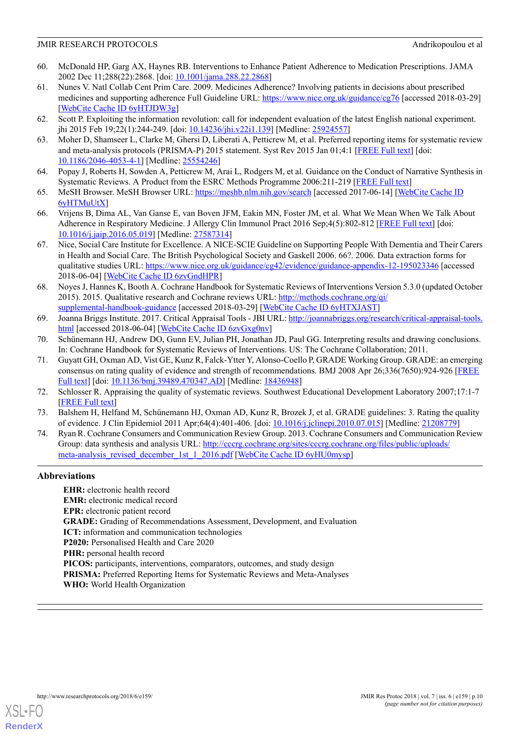60. McDonald HP, Garg AX, Haynes RB. Interventions to Enhance Patient Adherence to Medication Prescriptions. JAMA 2002 Dec 11;288(22):2868. [doi: 10.1001/jama.288.22.2868]
61. Nunes V. Natl Collab Cent Prim Care. 2009. Medicines Adherence? Involving patients in decisions about prescribed medicines and supporting adherence Full Guideline URL: https://www.nice.org.uk/guidance/cg76 [accessed 2018-03-29] [WebCite Cache ID 6yHTJDW3g]
62. Scott P. Exploiting the information revolution: call for independent evaluation of the latest English national experiment. jhi 2015 Feb 19;22(1):244-249. [doi: 10.14236/jhi.v22i1.139] [Medline: 25924557]
63. Moher D, Shamseer L, Clarke M, Ghersi D, Liberati A, Petticrew M, et al. Preferred reporting items for systematic review and meta-analysis protocols (PRISMA-P) 2015 statement. Syst Rev 2015 Jan 01;4:1 [FREE Full text] [doi: 10.1186/2046-4053-4-1] [Medline: 25554246]
64. Popay J, Roberts H, Sowden A, Petticrew M, Arai L, Rodgers M, et al. Guidance on the Conduct of Narrative Synthesis in Systematic Reviews. A Product from the ESRC Methods Programme 2006:211-219 [FREE Full text]
65. MeSH Browser. MeSH Browser URL: https://meshb.nlm.nih.gov/search [accessed 2017-06-14] [WebCite Cache ID 6yHTMuUtX]
66. Vrijens B, Dima AL, Van Ganse E, van Boven JFM, Eakin MN, Foster JM, et al. What We Mean When We Talk About Adherence in Respiratory Medicine. J Allergy Clin Immunol Pract 2016 Sep;4(5):802-812 [FREE Full text] [doi: 10.1016/j.jaip.2016.05.019] [Medline: 27587314]
67. Nice, Social Care Institute for Excellence. A NICE-SCIE Guideline on Supporting People With Dementia and Their Carers in Health and Social Care. The British Psychological Society and Gaskell 2006. 66?. 2006. Data extraction forms for qualitative studies URL: https://www.nice.org.uk/guidance/cg42/evidence/guidance-appendix-12-195023346 [accessed 2018-06-04] [WebCite Cache ID 6zvGndHPR]
68. Noyes J, Hannes K, Booth A. Cochrane Handbook for Systematic Reviews of Interventions Version 5.3.0 (updated October 2015). 2015. Qualitative research and Cochrane reviews URL: http://methods.cochrane.org/qi/supplemental-handbook-guidance [accessed 2018-03-29] [WebCite Cache ID 6yHTXJAST]
69. Joanna Briggs Institute. 2017. Critical Appraisal Tools - JBI URL: http://joannabriggs.org/research/critical-appraisal-tools.html [accessed 2018-06-04] [WebCite Cache ID 6zvGxg0nv]
70. Schünemann HJ, Andrew DO, Gunn EV, Julian PH, Jonathan JD, Paul GG. Interpreting results and drawing conclusions. In: Cochrane Handbook for Systematic Reviews of Interventions. US: The Cochrane Collaboration; 2011.
71. Guyatt GH, Oxman AD, Vist GE, Kunz R, Falck-Ytter Y, Alonso-Coello P, GRADE Working Group. GRADE: an emerging consensus on rating quality of evidence and strength of recommendations. BMJ 2008 Apr 26;336(7650):924-926 [FREE Full text] [doi: 10.1136/bmj.39489.470347.AD] [Medline: 18436948]
72. Schlosser R. Appraising the quality of systematic reviews. Southwest Educational Development Laboratory 2007;17:1-7 [FREE Full text]
73. Balshem H, Helfand M, Schünemann HJ, Oxman AD, Kunz R, Brozek J, et al. GRADE guidelines: 3. Rating the quality of evidence. J Clin Epidemiol 2011 Apr;64(4):401-406. [doi: 10.1016/j.jclinepi.2010.07.015] [Medline: 21208779]
74. Ryan R. Cochrane Consumers and Communication Review Group. 2013. Cochrane Consumers and Communication Review Group: data synthesis and analysis URL: http://cccrg.cochrane.org/sites/cccrg.cochrane.org/files/public/uploads/meta-analysis_revised_december_1st_1_2016.pdf [WebCite Cache ID 6yHU0mysp]

## Abbreviations

**EHR:** electronic health record
**EMR:** electronic medical record
**EPR:** electronic patient record
**GRADE:** Grading of Recommendations Assessment, Development, and Evaluation
**ICT:** information and communication technologies
**P2020:** Personalised Health and Care 2020
**PHR:** personal health record
**PICOS:** participants, interventions, comparators, outcomes, and study design
**PRISMA:** Preferred Reporting Items for Systematic Reviews and Meta-Analyses
**WHO:** World Health Organization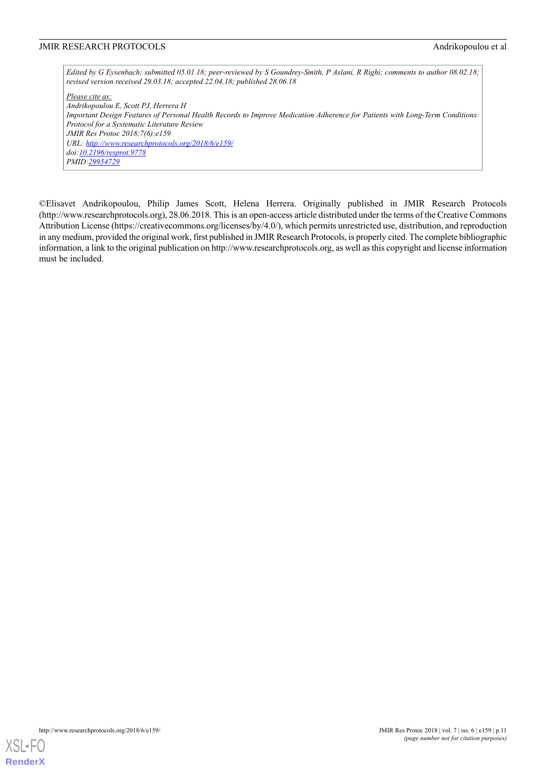*Edited by G Eysenbach; submitted 05.01.18; peer-reviewed by S Goundrey-Smith, P Aslani, R Righi; comments to author 08.02.18; revised version received 29.03.18; accepted 22.04.18; published 28.06.18*

*Please cite as:*
*Andrikopoulou E, Scott PJ, Herrera H*
*Important Design Features of Personal Health Records to Improve Medication Adherence for Patients with Long-Term Conditions: Protocol for a Systematic Literature Review*
*JMIR Res Protoc 2018;7(6):e159*
*URL: http://www.researchprotocols.org/2018/6/e159/*
*doi:10.2196/resprot.9778*
*PMID:29954729*

©Elisavet Andrikopoulou, Philip James Scott, Helena Herrera. Originally published in JMIR Research Protocols (http://www.researchprotocols.org), 28.06.2018. This is an open-access article distributed under the terms of the Creative Commons Attribution License (https://creativecommons.org/licenses/by/4.0/), which permits unrestricted use, distribution, and reproduction in any medium, provided the original work, first published in JMIR Research Protocols, is properly cited. The complete bibliographic information, a link to the original publication on http://www.researchprotocols.org, as well as this copyright and license information must be included.